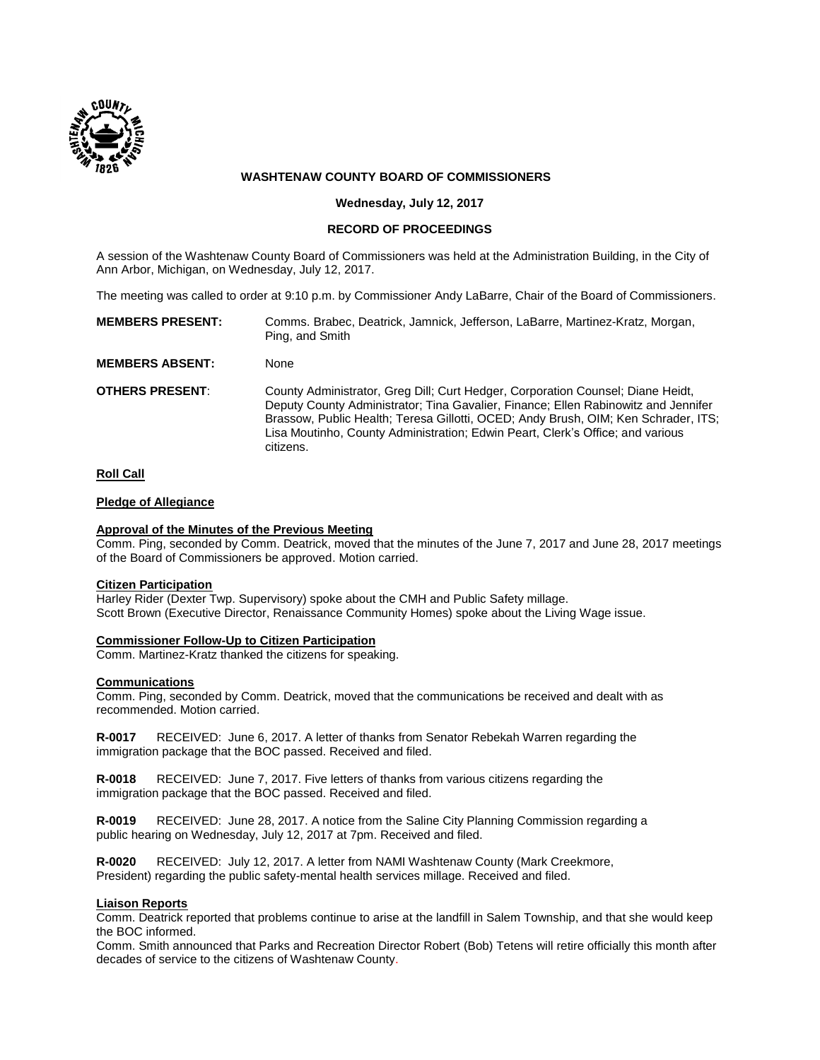**WASHTENAW COUNTY BOARD OF COMMISSIONERS**

**Wednesday, July 12, 2017**

**RECORD OF PROCEEDINGS**

A session of the Washtenaw County Board of Commissioners was held at the Administration Building, in the City of Ann Arbor, Michigan, on Wednesday, July 12, 2017.

The meeting was called to order at 9:10 p.m. by Commissioner Andy LaBarre, Chair of the Board of Commissioners.

**MEMBERS PRESENT:** Comms. Brabec, Deatrick, Jamnick, Jefferson, LaBarre, Martinez-Kratz, Morgan, Ping, and Smith

**MEMBERS ABSENT:** None

**OTHERS PRESENT**: County Administrator, Greg Dill; Curt Hedger, Corporation Counsel; Diane Heidt, Deputy County Administrator; Tina Gavalier, Finance; Ellen Rabinowitz and Jennifer Brassow, Public Health; Teresa Gillotti, OCED; Andy Brush, OIM; Ken Schrader, ITS; Lisa Moutinho, County Administration; Edwin Peart, Clerk's Office; and various citizens.

**Roll Call**

**Pledge of Allegiance**

**Approval of the Minutes of the Previous Meeting**

Comm. Ping, seconded by Comm. Deatrick, moved that the minutes of the June 7, 2017 and June 28, 2017 meetings of the Board of Commissioners be approved. Motion carried.

**Citizen Participation**

Harley Rider (Dexter Twp. Supervisory) spoke about the CMH and Public Safety millage.
Scott Brown (Executive Director, Renaissance Community Homes) spoke about the Living Wage issue.

**Commissioner Follow-Up to Citizen Participation**

Comm. Martinez-Kratz thanked the citizens for speaking.

**Communications**

Comm. Ping, seconded by Comm. Deatrick, moved that the communications be received and dealt with as recommended. Motion carried.

**R-0017** RECEIVED: June 6, 2017. A letter of thanks from Senator Rebekah Warren regarding the immigration package that the BOC passed. Received and filed.

**R-0018** RECEIVED: June 7, 2017. Five letters of thanks from various citizens regarding the immigration package that the BOC passed. Received and filed.

**R-0019** RECEIVED: June 28, 2017. A notice from the Saline City Planning Commission regarding a public hearing on Wednesday, July 12, 2017 at 7pm. Received and filed.

**R-0020** RECEIVED: July 12, 2017. A letter from NAMI Washtenaw County (Mark Creekmore, President) regarding the public safety-mental health services millage. Received and filed.

**Liaison Reports**

Comm. Deatrick reported that problems continue to arise at the landfill in Salem Township, and that she would keep the BOC informed.

Comm. Smith announced that Parks and Recreation Director Robert (Bob) Tetens will retire officially this month after decades of service to the citizens of Washtenaw County.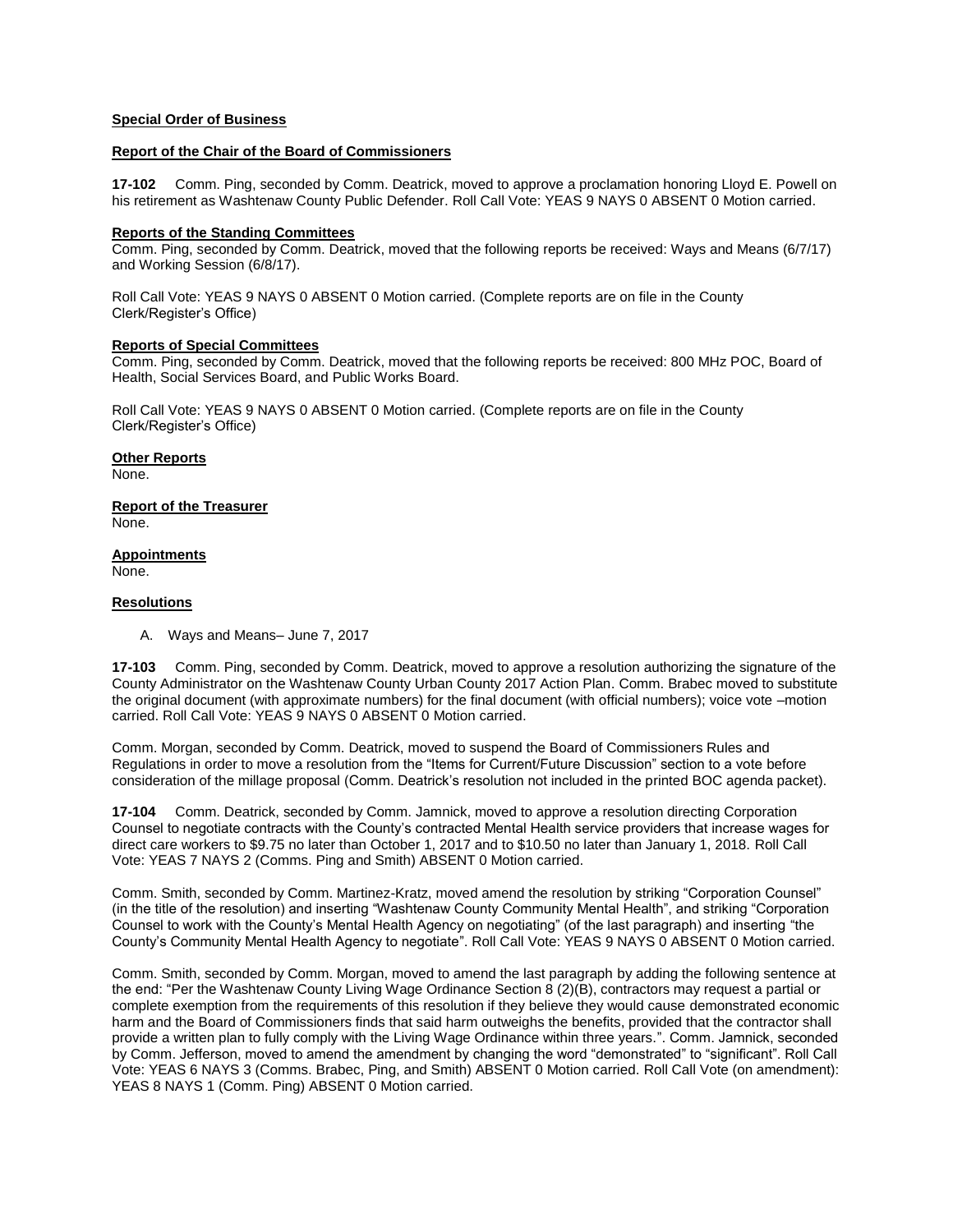**Special Order of Business**

**Report of the Chair of the Board of Commissioners**

**17-102** Comm. Ping, seconded by Comm. Deatrick, moved to approve a proclamation honoring Lloyd E. Powell on his retirement as Washtenaw County Public Defender. Roll Call Vote: YEAS 9 NAYS 0 ABSENT 0 Motion carried.

**Reports of the Standing Committees**

Comm. Ping, seconded by Comm. Deatrick, moved that the following reports be received: Ways and Means (6/7/17) and Working Session (6/8/17).

Roll Call Vote: YEAS 9 NAYS 0 ABSENT 0 Motion carried. (Complete reports are on file in the County Clerk/Register's Office)

**Reports of Special Committees**

Comm. Ping, seconded by Comm. Deatrick, moved that the following reports be received: 800 MHz POC, Board of Health, Social Services Board, and Public Works Board.

Roll Call Vote: YEAS 9 NAYS 0 ABSENT 0 Motion carried. (Complete reports are on file in the County Clerk/Register's Office)

**Other Reports**

None.

**Report of the Treasurer**

None.

**Appointments**

None.

**Resolutions**

A. Ways and Means– June 7, 2017

**17-103** Comm. Ping, seconded by Comm. Deatrick, moved to approve a resolution authorizing the signature of the County Administrator on the Washtenaw County Urban County 2017 Action Plan. Comm. Brabec moved to substitute the original document (with approximate numbers) for the final document (with official numbers); voice vote –motion carried. Roll Call Vote: YEAS 9 NAYS 0 ABSENT 0 Motion carried.

Comm. Morgan, seconded by Comm. Deatrick, moved to suspend the Board of Commissioners Rules and Regulations in order to move a resolution from the "Items for Current/Future Discussion" section to a vote before consideration of the millage proposal (Comm. Deatrick's resolution not included in the printed BOC agenda packet).

**17-104** Comm. Deatrick, seconded by Comm. Jamnick, moved to approve a resolution directing Corporation Counsel to negotiate contracts with the County's contracted Mental Health service providers that increase wages for direct care workers to $9.75 no later than October 1, 2017 and to $10.50 no later than January 1, 2018. Roll Call Vote: YEAS 7 NAYS 2 (Comms. Ping and Smith) ABSENT 0 Motion carried.

Comm. Smith, seconded by Comm. Martinez-Kratz, moved amend the resolution by striking "Corporation Counsel" (in the title of the resolution) and inserting "Washtenaw County Community Mental Health", and striking "Corporation Counsel to work with the County's Mental Health Agency on negotiating" (of the last paragraph) and inserting "the County's Community Mental Health Agency to negotiate". Roll Call Vote: YEAS 9 NAYS 0 ABSENT 0 Motion carried.

Comm. Smith, seconded by Comm. Morgan, moved to amend the last paragraph by adding the following sentence at the end: "Per the Washtenaw County Living Wage Ordinance Section 8 (2)(B), contractors may request a partial or complete exemption from the requirements of this resolution if they believe they would cause demonstrated economic harm and the Board of Commissioners finds that said harm outweighs the benefits, provided that the contractor shall provide a written plan to fully comply with the Living Wage Ordinance within three years.". Comm. Jamnick, seconded by Comm. Jefferson, moved to amend the amendment by changing the word "demonstrated" to "significant". Roll Call Vote: YEAS 6 NAYS 3 (Comms. Brabec, Ping, and Smith) ABSENT 0 Motion carried. Roll Call Vote (on amendment): YEAS 8 NAYS 1 (Comm. Ping) ABSENT 0 Motion carried.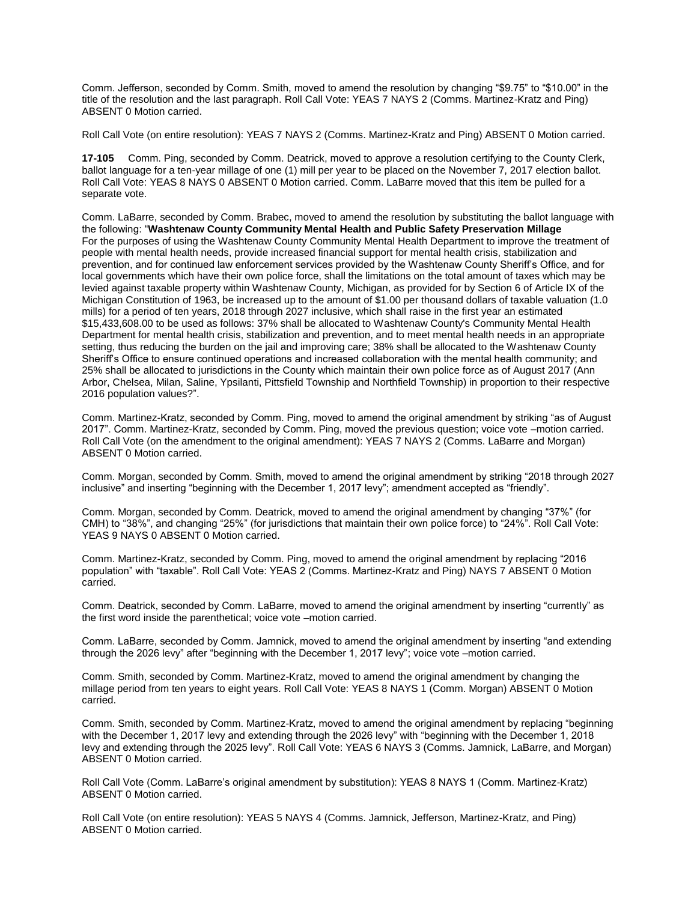Comm. Jefferson, seconded by Comm. Smith, moved to amend the resolution by changing "$9.75" to "$10.00" in the title of the resolution and the last paragraph. Roll Call Vote: YEAS 7 NAYS 2 (Comms. Martinez-Kratz and Ping) ABSENT 0 Motion carried.

Roll Call Vote (on entire resolution): YEAS 7 NAYS 2 (Comms. Martinez-Kratz and Ping) ABSENT 0 Motion carried.

**17-105** Comm. Ping, seconded by Comm. Deatrick, moved to approve a resolution certifying to the County Clerk, ballot language for a ten-year millage of one (1) mill per year to be placed on the November 7, 2017 election ballot. Roll Call Vote: YEAS 8 NAYS 0 ABSENT 0 Motion carried. Comm. LaBarre moved that this item be pulled for a separate vote.

Comm. LaBarre, seconded by Comm. Brabec, moved to amend the resolution by substituting the ballot language with the following: "**Washtenaw County Community Mental Health and Public Safety Preservation Millage**
For the purposes of using the Washtenaw County Community Mental Health Department to improve the treatment of people with mental health needs, provide increased financial support for mental health crisis, stabilization and prevention, and for continued law enforcement services provided by the Washtenaw County Sheriff's Office, and for local governments which have their own police force, shall the limitations on the total amount of taxes which may be levied against taxable property within Washtenaw County, Michigan, as provided for by Section 6 of Article IX of the Michigan Constitution of 1963, be increased up to the amount of $1.00 per thousand dollars of taxable valuation (1.0 mills) for a period of ten years, 2018 through 2027 inclusive, which shall raise in the first year an estimated $15,433,608.00 to be used as follows: 37% shall be allocated to Washtenaw County's Community Mental Health Department for mental health crisis, stabilization and prevention, and to meet mental health needs in an appropriate setting, thus reducing the burden on the jail and improving care; 38% shall be allocated to the Washtenaw County Sheriff's Office to ensure continued operations and increased collaboration with the mental health community; and 25% shall be allocated to jurisdictions in the County which maintain their own police force as of August 2017 (Ann Arbor, Chelsea, Milan, Saline, Ypsilanti, Pittsfield Township and Northfield Township) in proportion to their respective 2016 population values?".

Comm. Martinez-Kratz, seconded by Comm. Ping, moved to amend the original amendment by striking "as of August 2017". Comm. Martinez-Kratz, seconded by Comm. Ping, moved the previous question; voice vote –motion carried. Roll Call Vote (on the amendment to the original amendment): YEAS 7 NAYS 2 (Comms. LaBarre and Morgan) ABSENT 0 Motion carried.

Comm. Morgan, seconded by Comm. Smith, moved to amend the original amendment by striking "2018 through 2027 inclusive" and inserting "beginning with the December 1, 2017 levy"; amendment accepted as "friendly".

Comm. Morgan, seconded by Comm. Deatrick, moved to amend the original amendment by changing "37%" (for CMH) to "38%", and changing "25%" (for jurisdictions that maintain their own police force) to "24%". Roll Call Vote: YEAS 9 NAYS 0 ABSENT 0 Motion carried.

Comm. Martinez-Kratz, seconded by Comm. Ping, moved to amend the original amendment by replacing "2016 population" with "taxable". Roll Call Vote: YEAS 2 (Comms. Martinez-Kratz and Ping) NAYS 7 ABSENT 0 Motion carried.

Comm. Deatrick, seconded by Comm. LaBarre, moved to amend the original amendment by inserting "currently" as the first word inside the parenthetical; voice vote –motion carried.

Comm. LaBarre, seconded by Comm. Jamnick, moved to amend the original amendment by inserting "and extending through the 2026 levy" after "beginning with the December 1, 2017 levy"; voice vote –motion carried.

Comm. Smith, seconded by Comm. Martinez-Kratz, moved to amend the original amendment by changing the millage period from ten years to eight years. Roll Call Vote: YEAS 8 NAYS 1 (Comm. Morgan) ABSENT 0 Motion carried.

Comm. Smith, seconded by Comm. Martinez-Kratz, moved to amend the original amendment by replacing "beginning with the December 1, 2017 levy and extending through the 2026 levy" with "beginning with the December 1, 2018 levy and extending through the 2025 levy". Roll Call Vote: YEAS 6 NAYS 3 (Comms. Jamnick, LaBarre, and Morgan) ABSENT 0 Motion carried.

Roll Call Vote (Comm. LaBarre's original amendment by substitution): YEAS 8 NAYS 1 (Comm. Martinez-Kratz) ABSENT 0 Motion carried.

Roll Call Vote (on entire resolution): YEAS 5 NAYS 4 (Comms. Jamnick, Jefferson, Martinez-Kratz, and Ping) ABSENT 0 Motion carried.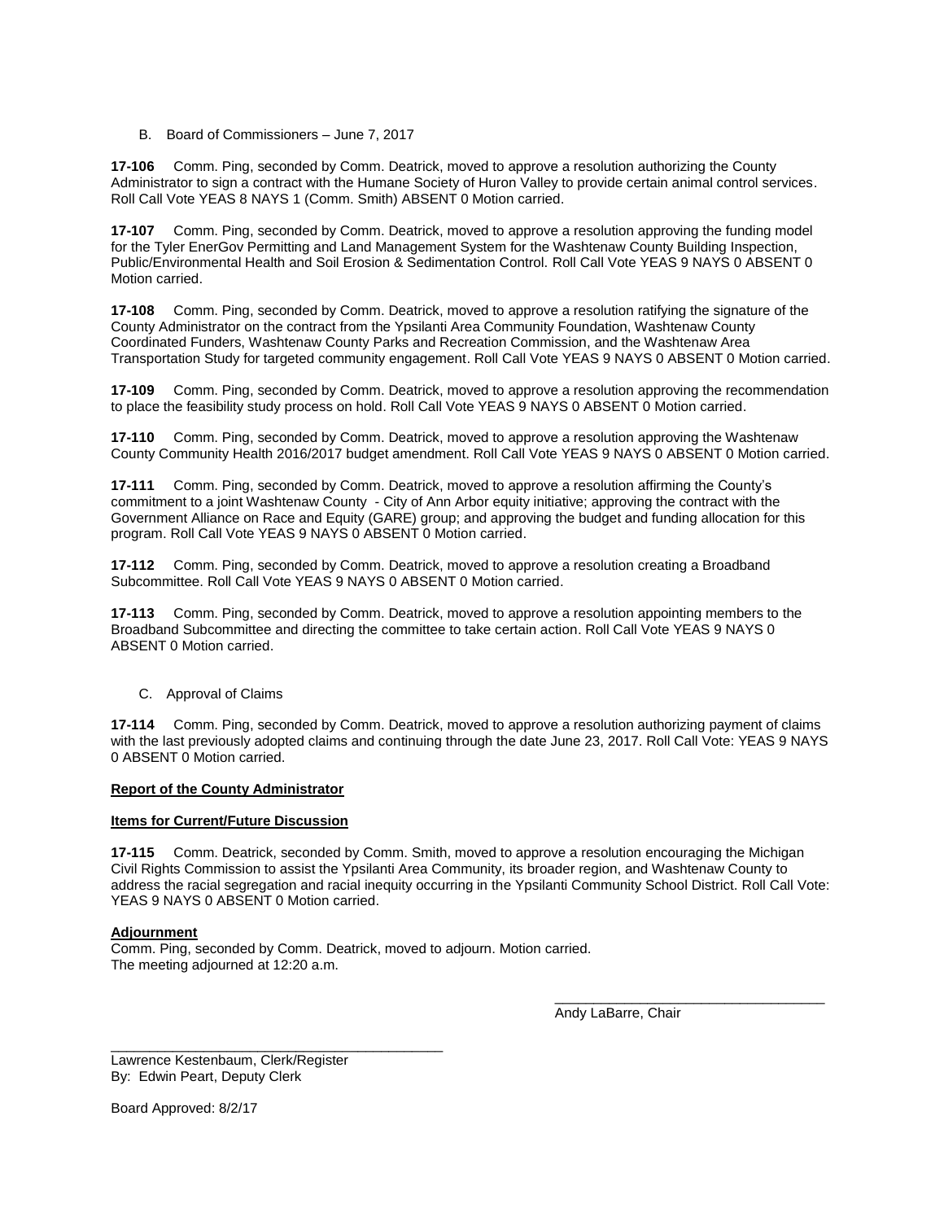B. Board of Commissioners – June 7, 2017

**17-106** Comm. Ping, seconded by Comm. Deatrick, moved to approve a resolution authorizing the County Administrator to sign a contract with the Humane Society of Huron Valley to provide certain animal control services. Roll Call Vote YEAS 8 NAYS 1 (Comm. Smith) ABSENT 0 Motion carried.

**17-107** Comm. Ping, seconded by Comm. Deatrick, moved to approve a resolution approving the funding model for the Tyler EnerGov Permitting and Land Management System for the Washtenaw County Building Inspection, Public/Environmental Health and Soil Erosion & Sedimentation Control. Roll Call Vote YEAS 9 NAYS 0 ABSENT 0 Motion carried.

**17-108** Comm. Ping, seconded by Comm. Deatrick, moved to approve a resolution ratifying the signature of the County Administrator on the contract from the Ypsilanti Area Community Foundation, Washtenaw County Coordinated Funders, Washtenaw County Parks and Recreation Commission, and the Washtenaw Area Transportation Study for targeted community engagement. Roll Call Vote YEAS 9 NAYS 0 ABSENT 0 Motion carried.

**17-109** Comm. Ping, seconded by Comm. Deatrick, moved to approve a resolution approving the recommendation to place the feasibility study process on hold. Roll Call Vote YEAS 9 NAYS 0 ABSENT 0 Motion carried.

**17-110** Comm. Ping, seconded by Comm. Deatrick, moved to approve a resolution approving the Washtenaw County Community Health 2016/2017 budget amendment. Roll Call Vote YEAS 9 NAYS 0 ABSENT 0 Motion carried.

**17-111** Comm. Ping, seconded by Comm. Deatrick, moved to approve a resolution affirming the County's commitment to a joint Washtenaw County - City of Ann Arbor equity initiative; approving the contract with the Government Alliance on Race and Equity (GARE) group; and approving the budget and funding allocation for this program. Roll Call Vote YEAS 9 NAYS 0 ABSENT 0 Motion carried.

**17-112** Comm. Ping, seconded by Comm. Deatrick, moved to approve a resolution creating a Broadband Subcommittee. Roll Call Vote YEAS 9 NAYS 0 ABSENT 0 Motion carried.

**17-113** Comm. Ping, seconded by Comm. Deatrick, moved to approve a resolution appointing members to the Broadband Subcommittee and directing the committee to take certain action. Roll Call Vote YEAS 9 NAYS 0 ABSENT 0 Motion carried.

C. Approval of Claims

**17-114** Comm. Ping, seconded by Comm. Deatrick, moved to approve a resolution authorizing payment of claims with the last previously adopted claims and continuing through the date June 23, 2017. Roll Call Vote: YEAS 9 NAYS 0 ABSENT 0 Motion carried.

**Report of the County Administrator**

**Items for Current/Future Discussion**

**17-115** Comm. Deatrick, seconded by Comm. Smith, moved to approve a resolution encouraging the Michigan Civil Rights Commission to assist the Ypsilanti Area Community, its broader region, and Washtenaw County to address the racial segregation and racial inequity occurring in the Ypsilanti Community School District. Roll Call Vote: YEAS 9 NAYS 0 ABSENT 0 Motion carried.

**Adjournment**

Comm. Ping, seconded by Comm. Deatrick, moved to adjourn. Motion carried.
The meeting adjourned at 12:20 a.m.

\_\_\_\_\_\_\_\_\_\_\_\_\_\_\_\_\_\_\_\_\_\_\_\_\_\_\_\_\_\_\_\_\_\_\_
Andy LaBarre, Chair

\_\_\_\_\_\_\_\_\_\_\_\_\_\_\_\_\_\_\_\_\_\_\_\_\_\_\_\_\_\_\_\_\_\_\_\_\_\_\_\_\_\_\_
Lawrence Kestenbaum, Clerk/Register
By: Edwin Peart, Deputy Clerk

Board Approved: 8/2/17